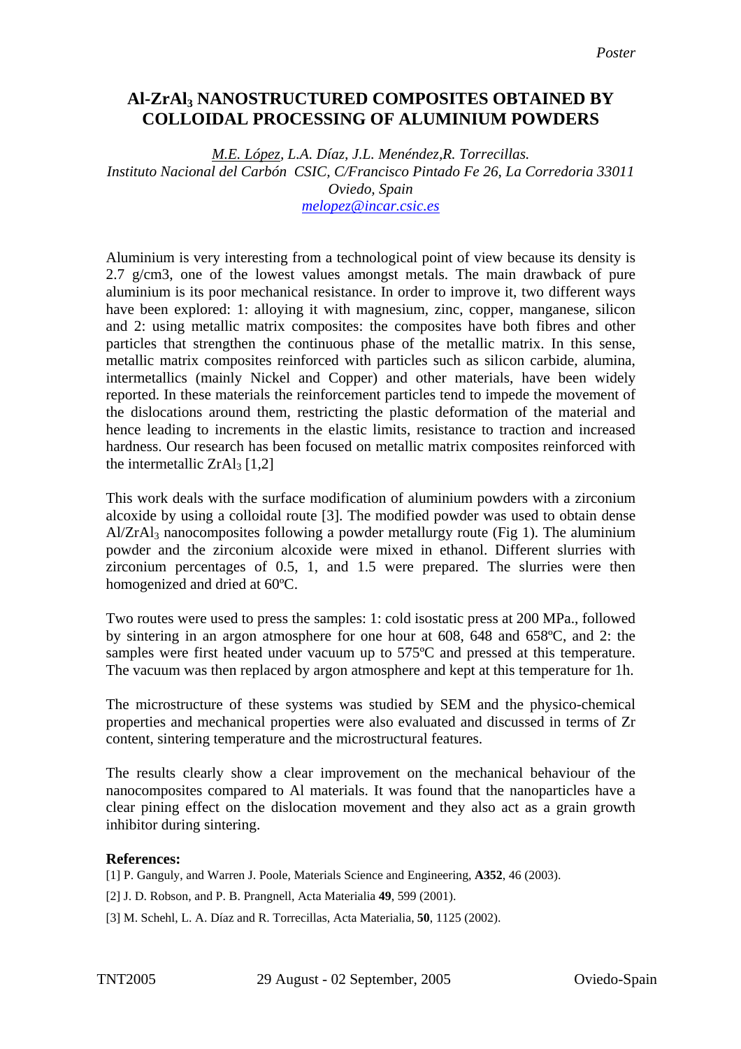*Poster*

# Al-$ZrAl_3$ NANOSTRUCTURED COMPOSITES OBTAINED BY COLLOIDAL PROCESSING OF ALUMINIUM POWDERS

*M.E. López, L.A. Díaz, J.L. Menéndez,R. Torrecillas.*
*Instituto Nacional del Carbón CSIC, C/Francisco Pintado Fe 26, La Corredoria 33011 Oviedo, Spain*
*melopez@incar.csic.es*

Aluminium is very interesting from a technological point of view because its density is 2.7 g/cm3, one of the lowest values amongst metals. The main drawback of pure aluminium is its poor mechanical resistance. In order to improve it, two different ways have been explored: 1: alloying it with magnesium, zinc, copper, manganese, silicon and 2: using metallic matrix composites: the composites have both fibres and other particles that strengthen the continuous phase of the metallic matrix. In this sense, metallic matrix composites reinforced with particles such as silicon carbide, alumina, intermetallics (mainly Nickel and Copper) and other materials, have been widely reported. In these materials the reinforcement particles tend to impede the movement of the dislocations around them, restricting the plastic deformation of the material and hence leading to increments in the elastic limits, resistance to traction and increased hardness. Our research has been focused on metallic matrix composites reinforced with the intermetallic $ZrAl_3$ [1,2]

This work deals with the surface modification of aluminium powders with a zirconium alcoxide by using a colloidal route [3]. The modified powder was used to obtain dense Al/$ZrAl_3$ nanocomposites following a powder metallurgy route (Fig 1). The aluminium powder and the zirconium alcoxide were mixed in ethanol. Different slurries with zirconium percentages of 0.5, 1, and 1.5 were prepared. The slurries were then homogenized and dried at 60ºC.

Two routes were used to press the samples: 1: cold isostatic press at 200 MPa., followed by sintering in an argon atmosphere for one hour at 608, 648 and 658ºC, and 2: the samples were first heated under vacuum up to 575ºC and pressed at this temperature. The vacuum was then replaced by argon atmosphere and kept at this temperature for 1h.

The microstructure of these systems was studied by SEM and the physico-chemical properties and mechanical properties were also evaluated and discussed in terms of Zr content, sintering temperature and the microstructural features.

The results clearly show a clear improvement on the mechanical behaviour of the nanocomposites compared to Al materials. It was found that the nanoparticles have a clear pining effect on the dislocation movement and they also act as a grain growth inhibitor during sintering.

**References:**

[1] P. Ganguly, and Warren J. Poole, Materials Science and Engineering, **A352**, 46 (2003).

[2] J. D. Robson, and P. B. Prangnell, Acta Materialia **49**, 599 (2001).

[3] M. Schehl, L. A. Díaz and R. Torrecillas, Acta Materialia, **50**, 1125 (2002).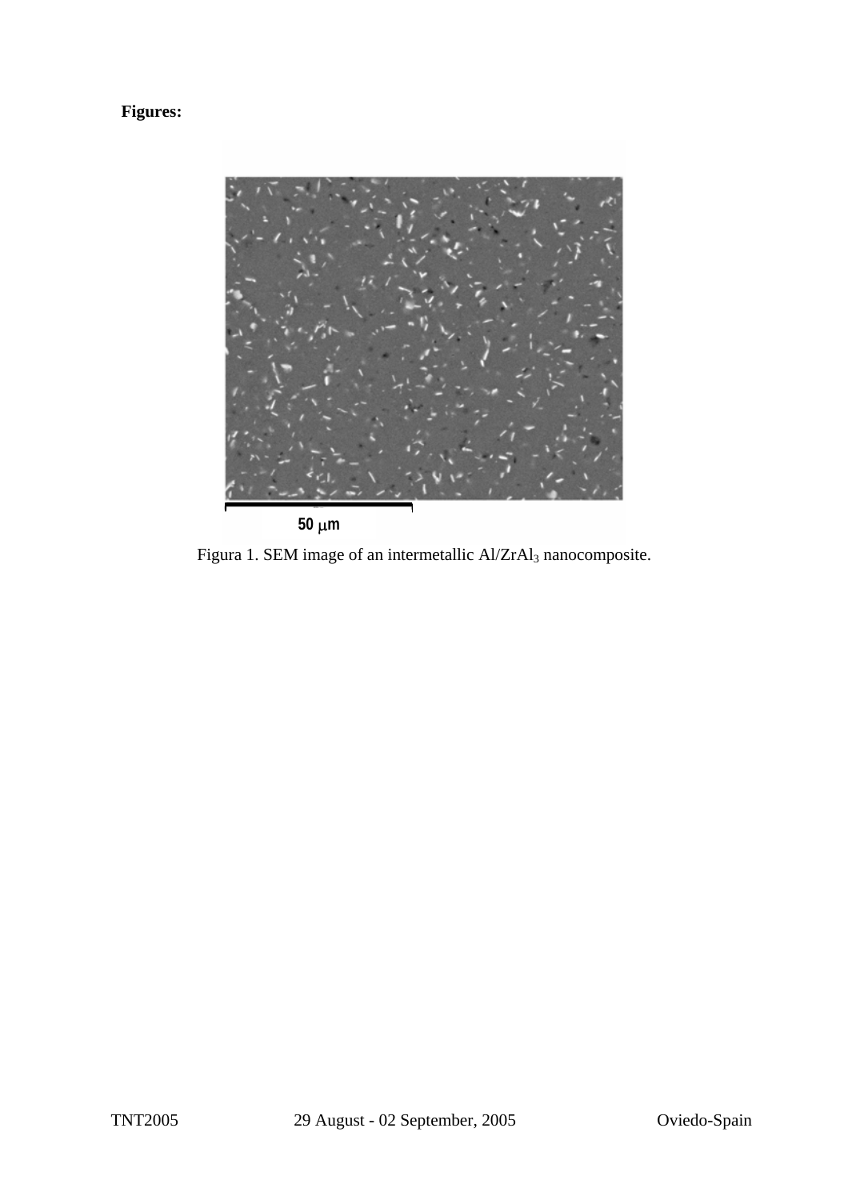**Figures:**

50 μm

Figura 1. SEM image of an intermetallic Al/$ZrAl_3$ nanocomposite.